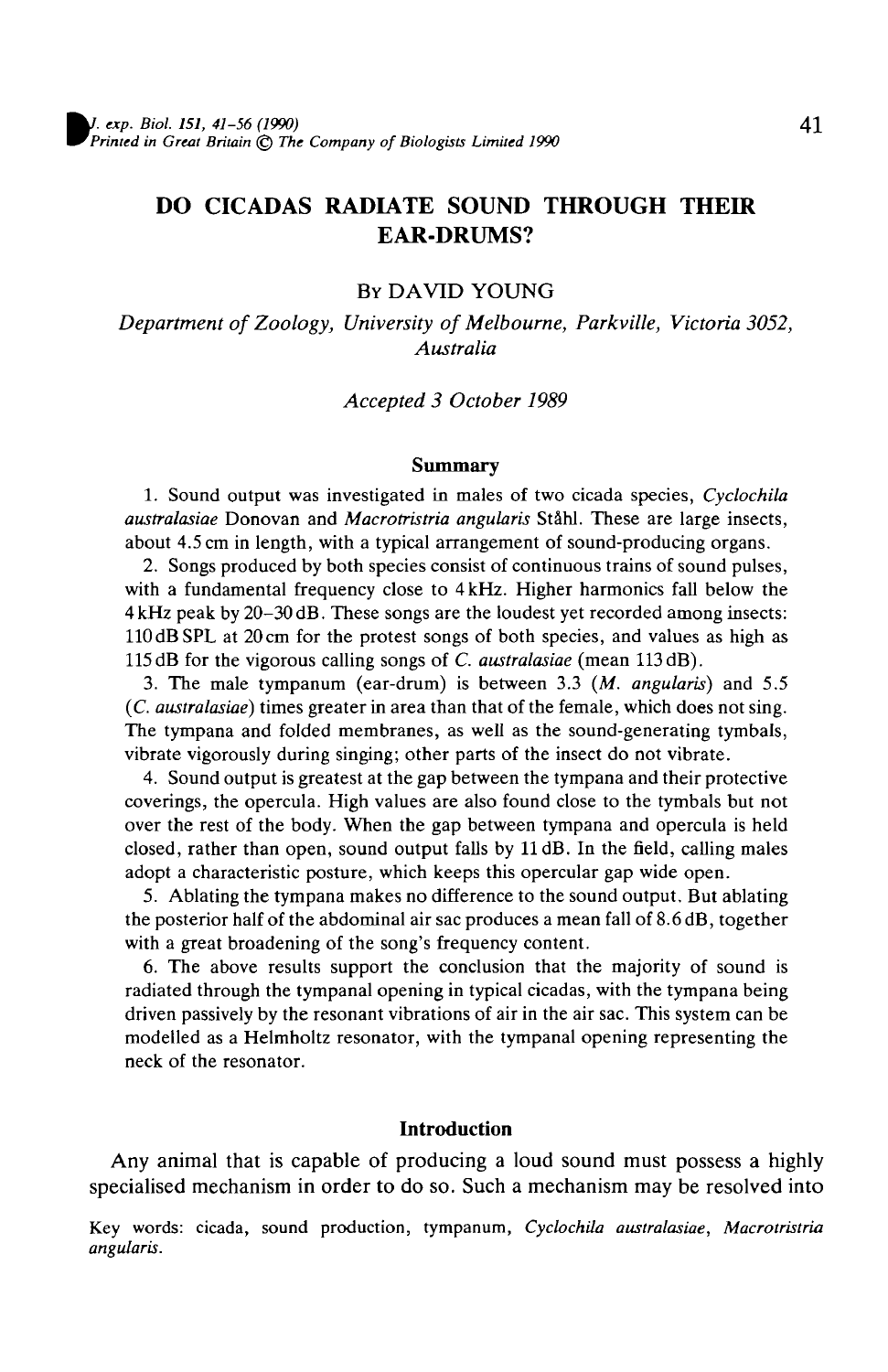# DO CICADAS RADIATE SOUND THROUGH THEIR EAR-DRUMS?

By DAVID YOUNG

*Department of Zoology, University of Melbourne, Parkville, Victoria 3052, Australia*

*Accepted 3 October 1989*

## Summary

1. Sound output was investigated in males of two cicada species, *Cyclochila australasiae* Donovan and *Macrotristria angularis* Ståhl. These are large insects, about 4.5 cm in length, with a typical arrangement of sound-producing organs.

2. Songs produced by both species consist of continuous trains of sound pulses, with a fundamental frequency close to 4 kHz. Higher harmonics fall below the 4 kHz peak by 20–30 dB. These songs are the loudest yet recorded among insects: 110 dB SPL at 20 cm for the protest songs of both species, and values as high as 115 dB for the vigorous calling songs of *C. australasiae* (mean 113 dB).

3. The male tympanum (ear-drum) is between 3.3 (*M. angularis*) and 5.5 (*C. australasiae*) times greater in area than that of the female, which does not sing. The tympana and folded membranes, as well as the sound-generating tymbals, vibrate vigorously during singing; other parts of the insect do not vibrate.

4. Sound output is greatest at the gap between the tympana and their protective coverings, the opercula. High values are also found close to the tymbals but not over the rest of the body. When the gap between tympana and opercula is held closed, rather than open, sound output falls by 11 dB. In the field, calling males adopt a characteristic posture, which keeps this opercular gap wide open.

5. Ablating the tympana makes no difference to the sound output. But ablating the posterior half of the abdominal air sac produces a mean fall of 8.6 dB, together with a great broadening of the song's frequency content.

6. The above results support the conclusion that the majority of sound is radiated through the tympanal opening in typical cicadas, with the tympana being driven passively by the resonant vibrations of air in the air sac. This system can be modelled as a Helmholtz resonator, with the tympanal opening representing the neck of the resonator.

## Introduction

Any animal that is capable of producing a loud sound must possess a highly specialised mechanism in order to do so. Such a mechanism may be resolved into

Key words: cicada, sound production, tympanum, *Cyclochila australasiae*, *Macrotristria angularis*.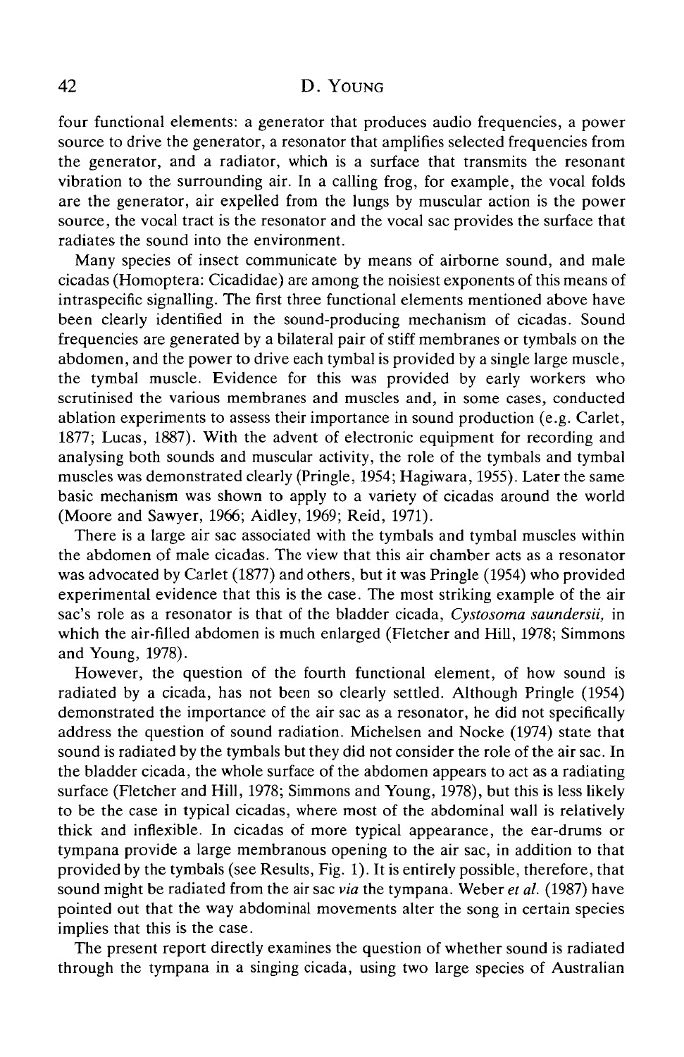four functional elements: a generator that produces audio frequencies, a power source to drive the generator, a resonator that amplifies selected frequencies from the generator, and a radiator, which is a surface that transmits the resonant vibration to the surrounding air. In a calling frog, for example, the vocal folds are the generator, air expelled from the lungs by muscular action is the power source, the vocal tract is the resonator and the vocal sac provides the surface that radiates the sound into the environment.

Many species of insect communicate by means of airborne sound, and male cicadas (Homoptera: Cicadidae) are among the noisiest exponents of this means of intraspecific signalling. The first three functional elements mentioned above have been clearly identified in the sound-producing mechanism of cicadas. Sound frequencies are generated by a bilateral pair of stiff membranes or tymbals on the abdomen, and the power to drive each tymbal is provided by a single large muscle, the tymbal muscle. Evidence for this was provided by early workers who scrutinised the various membranes and muscles and, in some cases, conducted ablation experiments to assess their importance in sound production (e.g. Carlet, 1877; Lucas, 1887). With the advent of electronic equipment for recording and analysing both sounds and muscular activity, the role of the tymbals and tymbal muscles was demonstrated clearly (Pringle, 1954; Hagiwara, 1955). Later the same basic mechanism was shown to apply to a variety of cicadas around the world (Moore and Sawyer, 1966; Aidley, 1969; Reid, 1971).

There is a large air sac associated with the tymbals and tymbal muscles within the abdomen of male cicadas. The view that this air chamber acts as a resonator was advocated by Carlet (1877) and others, but it was Pringle (1954) who provided experimental evidence that this is the case. The most striking example of the air sac's role as a resonator is that of the bladder cicada, *Cystosoma saundersii,* in which the air-filled abdomen is much enlarged (Fletcher and Hill, 1978; Simmons and Young, 1978).

However, the question of the fourth functional element, of how sound is radiated by a cicada, has not been so clearly settled. Although Pringle (1954) demonstrated the importance of the air sac as a resonator, he did not specifically address the question of sound radiation. Michelsen and Nocke (1974) state that sound is radiated by the tymbals but they did not consider the role of the air sac. In the bladder cicada, the whole surface of the abdomen appears to act as a radiating surface (Fletcher and Hill, 1978; Simmons and Young, 1978), but this is less likely to be the case in typical cicadas, where most of the abdominal wall is relatively thick and inflexible. In cicadas of more typical appearance, the ear-drums or tympana provide a large membranous opening to the air sac, in addition to that provided by the tymbals (see Results, Fig. 1). It is entirely possible, therefore, that sound might be radiated from the air sac *via* the tympana. Weber *et al.* (1987) have pointed out that the way abdominal movements alter the song in certain species implies that this is the case.

The present report directly examines the question of whether sound is radiated through the tympana in a singing cicada, using two large species of Australian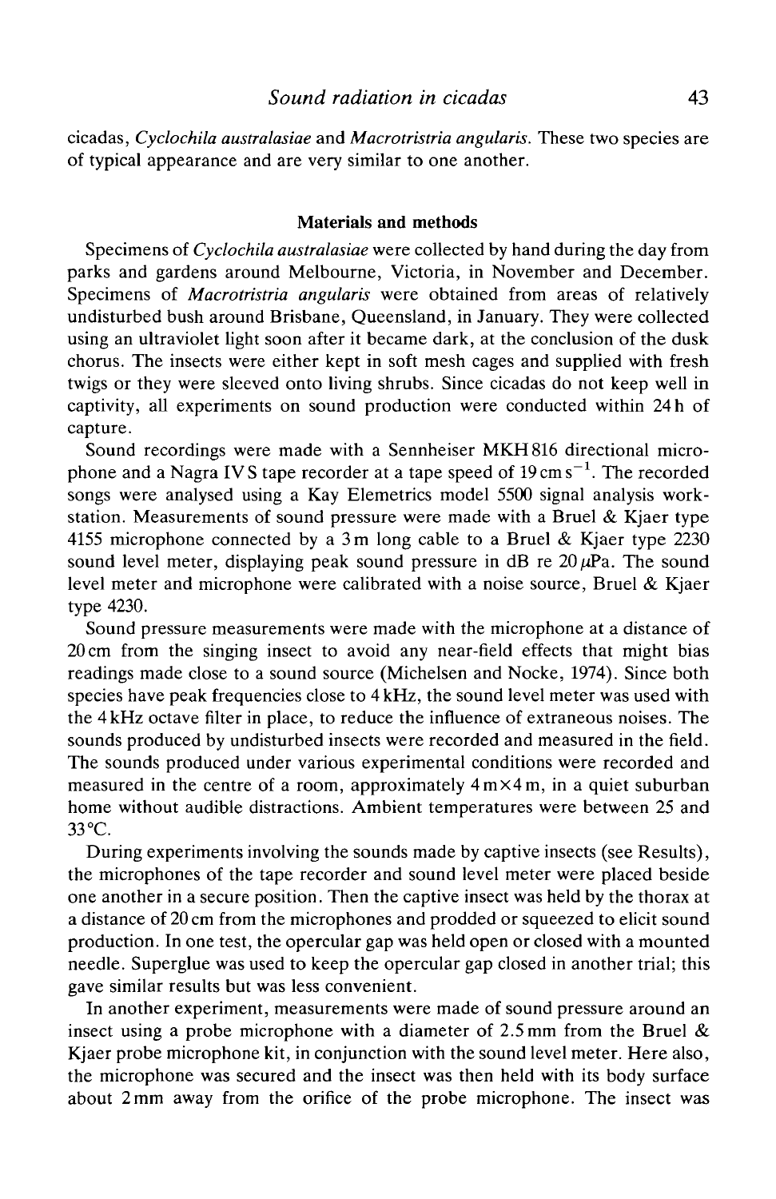cicadas, *Cyclochila australasiae* and *Macrotristria angularis*. These two species are of typical appearance and are very similar to one another.

## Materials and methods

Specimens of *Cyclochila australasiae* were collected by hand during the day from parks and gardens around Melbourne, Victoria, in November and December. Specimens of *Macrotristria angularis* were obtained from areas of relatively undisturbed bush around Brisbane, Queensland, in January. They were collected using an ultraviolet light soon after it became dark, at the conclusion of the dusk chorus. The insects were either kept in soft mesh cages and supplied with fresh twigs or they were sleeved onto living shrubs. Since cicadas do not keep well in captivity, all experiments on sound production were conducted within 24 h of capture.

Sound recordings were made with a Sennheiser MKH816 directional microphone and a Nagra IVS tape recorder at a tape speed of $19\,\mathrm{cm\,s^{-1}}$. The recorded songs were analysed using a Kay Elemetrics model 5500 signal analysis workstation. Measurements of sound pressure were made with a Bruel & Kjaer type 4155 microphone connected by a 3 m long cable to a Bruel & Kjaer type 2230 sound level meter, displaying peak sound pressure in dB re $20\,\mu\mathrm{Pa}$. The sound level meter and microphone were calibrated with a noise source, Bruel & Kjaer type 4230.

Sound pressure measurements were made with the microphone at a distance of 20 cm from the singing insect to avoid any near-field effects that might bias readings made close to a sound source (Michelsen and Nocke, 1974). Since both species have peak frequencies close to 4 kHz, the sound level meter was used with the 4 kHz octave filter in place, to reduce the influence of extraneous noises. The sounds produced by undisturbed insects were recorded and measured in the field. The sounds produced under various experimental conditions were recorded and measured in the centre of a room, approximately $4\,\mathrm{m}\times 4\,\mathrm{m}$, in a quiet suburban home without audible distractions. Ambient temperatures were between 25 and 33 °C.

During experiments involving the sounds made by captive insects (see Results), the microphones of the tape recorder and sound level meter were placed beside one another in a secure position. Then the captive insect was held by the thorax at a distance of 20 cm from the microphones and prodded or squeezed to elicit sound production. In one test, the opercular gap was held open or closed with a mounted needle. Superglue was used to keep the opercular gap closed in another trial; this gave similar results but was less convenient.

In another experiment, measurements were made of sound pressure around an insect using a probe microphone with a diameter of 2.5 mm from the Bruel & Kjaer probe microphone kit, in conjunction with the sound level meter. Here also, the microphone was secured and the insect was then held with its body surface about 2 mm away from the orifice of the probe microphone. The insect was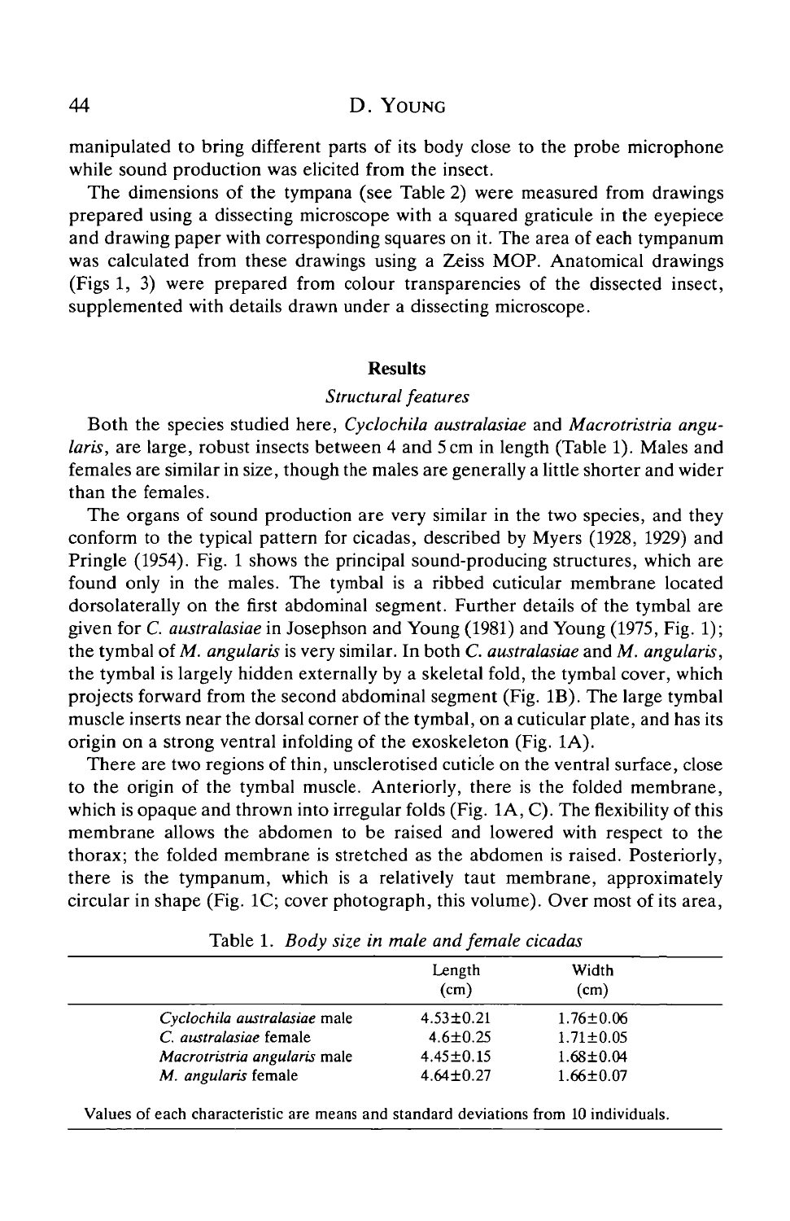manipulated to bring different parts of its body close to the probe microphone while sound production was elicited from the insect.

The dimensions of the tympana (see Table 2) were measured from drawings prepared using a dissecting microscope with a squared graticule in the eyepiece and drawing paper with corresponding squares on it. The area of each tympanum was calculated from these drawings using a Zeiss MOP. Anatomical drawings (Figs 1, 3) were prepared from colour transparencies of the dissected insect, supplemented with details drawn under a dissecting microscope.

## Results

### *Structural features*

Both the species studied here, *Cyclochila australasiae* and *Macrotristria angularis*, are large, robust insects between 4 and 5 cm in length (Table 1). Males and females are similar in size, though the males are generally a little shorter and wider than the females.

The organs of sound production are very similar in the two species, and they conform to the typical pattern for cicadas, described by Myers (1928, 1929) and Pringle (1954). Fig. 1 shows the principal sound-producing structures, which are found only in the males. The tymbal is a ribbed cuticular membrane located dorsolaterally on the first abdominal segment. Further details of the tymbal are given for *C. australasiae* in Josephson and Young (1981) and Young (1975, Fig. 1); the tymbal of *M. angularis* is very similar. In both *C. australasiae* and *M. angularis*, the tymbal is largely hidden externally by a skeletal fold, the tymbal cover, which projects forward from the second abdominal segment (Fig. 1B). The large tymbal muscle inserts near the dorsal corner of the tymbal, on a cuticular plate, and has its origin on a strong ventral infolding of the exoskeleton (Fig. 1A).

There are two regions of thin, unsclerotised cuticle on the ventral surface, close to the origin of the tymbal muscle. Anteriorly, there is the folded membrane, which is opaque and thrown into irregular folds (Fig. 1A, C). The flexibility of this membrane allows the abdomen to be raised and lowered with respect to the thorax; the folded membrane is stretched as the abdomen is raised. Posteriorly, there is the tympanum, which is a relatively taut membrane, approximately circular in shape (Fig. 1C; cover photograph, this volume). Over most of its area,

Table 1. *Body size in male and female cicadas*

| | Length (cm) | Width (cm) |
|---|---|---|
| *Cyclochila australasiae* male | $4.53 \pm 0.21$ | $1.76 \pm 0.06$ |
| *C. australasiae* female | $4.6 \pm 0.25$ | $1.71 \pm 0.05$ |
| *Macrotristria angularis* male | $4.45 \pm 0.15$ | $1.68 \pm 0.04$ |
| *M. angularis* female | $4.64 \pm 0.27$ | $1.66 \pm 0.07$ |

Values of each characteristic are means and standard deviations from 10 individuals.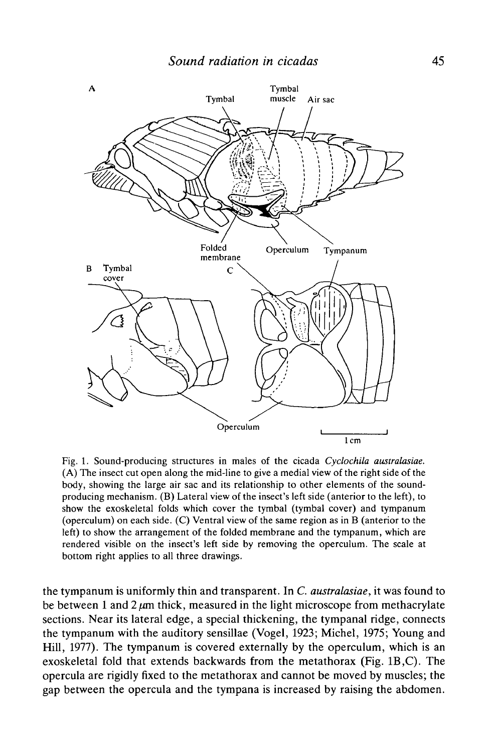Fig. 1. Sound-producing structures in males of the cicada *Cyclochila australasiae*. (A) The insect cut open along the mid-line to give a medial view of the right side of the body, showing the large air sac and its relationship to other elements of the sound-producing mechanism. (B) Lateral view of the insect's left side (anterior to the left), to show the exoskeletal folds which cover the tymbal (tymbal cover) and tympanum (operculum) on each side. (C) Ventral view of the same region as in B (anterior to the left) to show the arrangement of the folded membrane and the tympanum, which are rendered visible on the insect's left side by removing the operculum. The scale at bottom right applies to all three drawings.

the tympanum is uniformly thin and transparent. In *C. australasiae*, it was found to be between 1 and 2 $\mu$m thick, measured in the light microscope from methacrylate sections. Near its lateral edge, a special thickening, the tympanal ridge, connects the tympanum with the auditory sensillae (Vogel, 1923; Michel, 1975; Young and Hill, 1977). The tympanum is covered externally by the operculum, which is an exoskeletal fold that extends backwards from the metathorax (Fig. 1B,C). The opercula are rigidly fixed to the metathorax and cannot be moved by muscles; the gap between the opercula and the tympana is increased by raising the abdomen.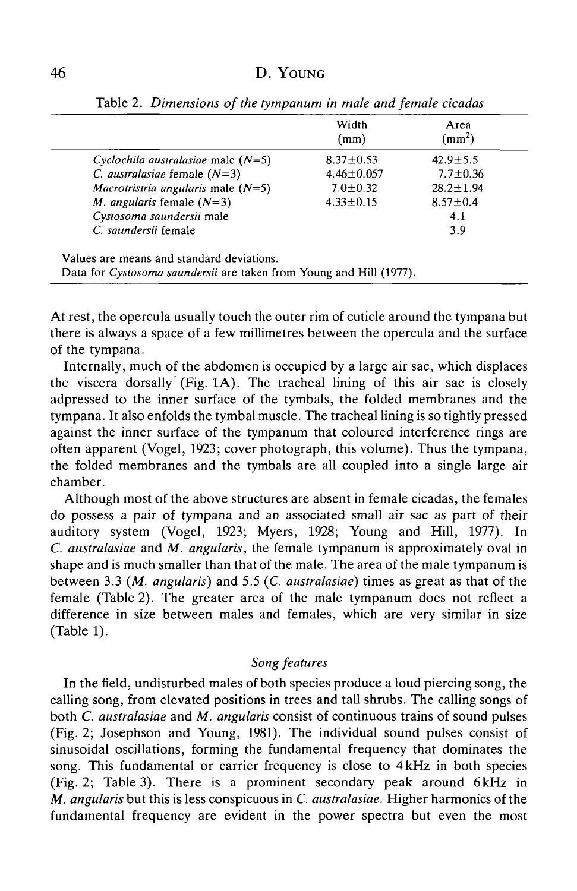Table 2. *Dimensions of the tympanum in male and female cicadas*

| | Width (mm) | Area ($mm^2$) |
|---|---|---|
| *Cyclochila australasiae* male ($N$=5) | 8.37±0.53 | 42.9±5.5 |
| *C. australasiae* female ($N$=3) | 4.46±0.057 | 7.7±0.36 |
| *Macrotristria angularis* male ($N$=5) | 7.0±0.32 | 28.2±1.94 |
| *M. angularis* female ($N$=3) | 4.33±0.15 | 8.57±0.4 |
| *Cystosoma saundersii* male | | 4.1 |
| *C. saundersii* female | | 3.9 |

Values are means and standard deviations.
Data for *Cystosoma saundersii* are taken from Young and Hill (1977).

At rest, the opercula usually touch the outer rim of cuticle around the tympana but there is always a space of a few millimetres between the opercula and the surface of the tympana.

Internally, much of the abdomen is occupied by a large air sac, which displaces the viscera dorsally (Fig. 1A). The tracheal lining of this air sac is closely adpressed to the inner surface of the tymbals, the folded membranes and the tympana. It also enfolds the tymbal muscle. The tracheal lining is so tightly pressed against the inner surface of the tympanum that coloured interference rings are often apparent (Vogel, 1923; cover photograph, this volume). Thus the tympana, the folded membranes and the tymbals are all coupled into a single large air chamber.

Although most of the above structures are absent in female cicadas, the females do possess a pair of tympana and an associated small air sac as part of their auditory system (Vogel, 1923; Myers, 1928; Young and Hill, 1977). In *C. australasiae* and *M. angularis*, the female tympanum is approximately oval in shape and is much smaller than that of the male. The area of the male tympanum is between 3.3 (*M. angularis*) and 5.5 (*C. australasiae*) times as great as that of the female (Table 2). The greater area of the male tympanum does not reflect a difference in size between males and females, which are very similar in size (Table 1).

### *Song features*

In the field, undisturbed males of both species produce a loud piercing song, the calling song, from elevated positions in trees and tall shrubs. The calling songs of both *C. australasiae* and *M. angularis* consist of continuous trains of sound pulses (Fig. 2; Josephson and Young, 1981). The individual sound pulses consist of sinusoidal oscillations, forming the fundamental frequency that dominates the song. This fundamental or carrier frequency is close to 4 kHz in both species (Fig. 2; Table 3). There is a prominent secondary peak around 6 kHz in *M. angularis* but this is less conspicuous in *C. australasiae*. Higher harmonics of the fundamental frequency are evident in the power spectra but even the most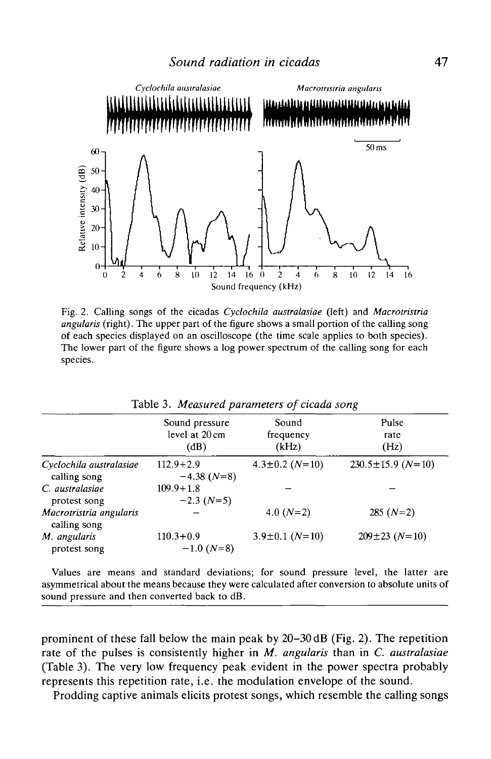Fig. 2. Calling songs of the cicadas *Cyclochila australasiae* (left) and *Macrotristria angularis* (right). The upper part of the figure shows a small portion of the calling song of each species displayed on an oscilloscope (the time scale applies to both species). The lower part of the figure shows a log power spectrum of the calling song for each species.

Table 3. *Measured parameters of cicada song*

| | Sound pressure level at 20 cm (dB) | Sound frequency (kHz) | Pulse rate (Hz) |
|---|---|---|---|
| *Cyclochila australasiae* calling song | 112.9+2.9 −4.38 ($N$=8) | 4.3±0.2 ($N$=10) | 230.5±15.9 ($N$=10) |
| *C. australasiae* protest song | 109.9+1.8 −2.3 ($N$=5) | – | – |
| *Macrotristria angularis* calling song | – | 4.0 ($N$=2) | 285 ($N$=2) |
| *M. angularis* protest song | 110.3+0.9 −1.0 ($N$=8) | 3.9±0.1 ($N$=10) | 209±23 ($N$=10) |

Values are means and standard deviations; for sound pressure level, the latter are asymmetrical about the means because they were calculated after conversion to absolute units of sound pressure and then converted back to dB.

prominent of these fall below the main peak by 20–30 dB (Fig. 2). The repetition rate of the pulses is consistently higher in *M. angularis* than in *C. australasiae* (Table 3). The very low frequency peak evident in the power spectra probably represents this repetition rate, i.e. the modulation envelope of the sound.

Prodding captive animals elicits protest songs, which resemble the calling songs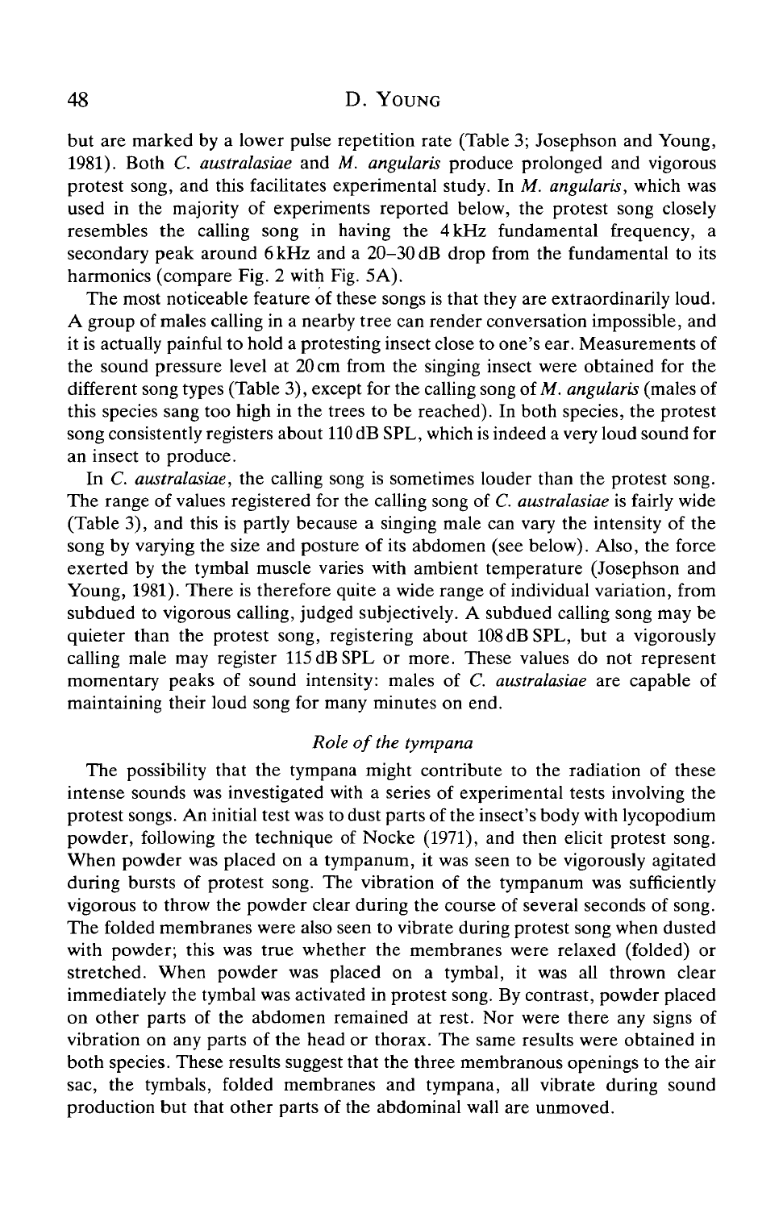but are marked by a lower pulse repetition rate (Table 3; Josephson and Young, 1981). Both *C. australasiae* and *M. angularis* produce prolonged and vigorous protest song, and this facilitates experimental study. In *M. angularis*, which was used in the majority of experiments reported below, the protest song closely resembles the calling song in having the 4 kHz fundamental frequency, a secondary peak around 6 kHz and a 20–30 dB drop from the fundamental to its harmonics (compare Fig. 2 with Fig. 5A).

The most noticeable feature of these songs is that they are extraordinarily loud. A group of males calling in a nearby tree can render conversation impossible, and it is actually painful to hold a protesting insect close to one's ear. Measurements of the sound pressure level at 20 cm from the singing insect were obtained for the different song types (Table 3), except for the calling song of *M. angularis* (males of this species sang too high in the trees to be reached). In both species, the protest song consistently registers about 110 dB SPL, which is indeed a very loud sound for an insect to produce.

In *C. australasiae*, the calling song is sometimes louder than the protest song. The range of values registered for the calling song of *C. australasiae* is fairly wide (Table 3), and this is partly because a singing male can vary the intensity of the song by varying the size and posture of its abdomen (see below). Also, the force exerted by the tymbal muscle varies with ambient temperature (Josephson and Young, 1981). There is therefore quite a wide range of individual variation, from subdued to vigorous calling, judged subjectively. A subdued calling song may be quieter than the protest song, registering about 108 dB SPL, but a vigorously calling male may register 115 dB SPL or more. These values do not represent momentary peaks of sound intensity: males of *C. australasiae* are capable of maintaining their loud song for many minutes on end.

### *Role of the tympana*

The possibility that the tympana might contribute to the radiation of these intense sounds was investigated with a series of experimental tests involving the protest songs. An initial test was to dust parts of the insect's body with lycopodium powder, following the technique of Nocke (1971), and then elicit protest song. When powder was placed on a tympanum, it was seen to be vigorously agitated during bursts of protest song. The vibration of the tympanum was sufficiently vigorous to throw the powder clear during the course of several seconds of song. The folded membranes were also seen to vibrate during protest song when dusted with powder; this was true whether the membranes were relaxed (folded) or stretched. When powder was placed on a tymbal, it was all thrown clear immediately the tymbal was activated in protest song. By contrast, powder placed on other parts of the abdomen remained at rest. Nor were there any signs of vibration on any parts of the head or thorax. The same results were obtained in both species. These results suggest that the three membranous openings to the air sac, the tymbals, folded membranes and tympana, all vibrate during sound production but that other parts of the abdominal wall are unmoved.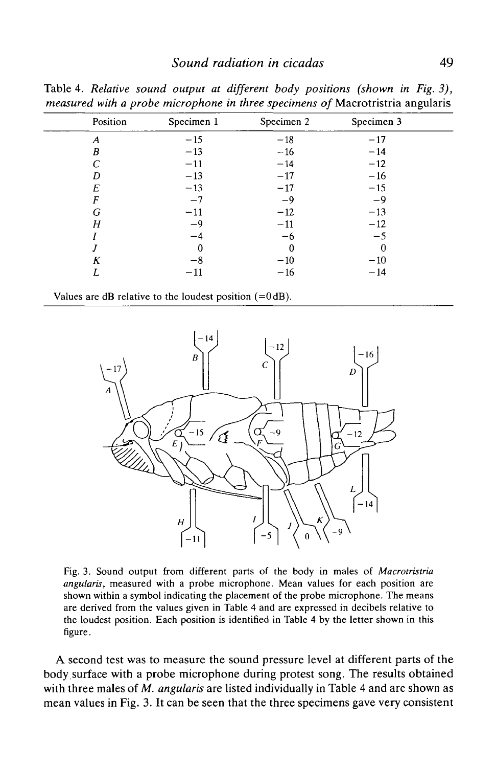Table 4. *Relative sound output at different body positions (shown in Fig. 3), measured with a probe microphone in three specimens of* Macrotristria angularis

| Position | Specimen 1 | Specimen 2 | Specimen 3 |
|---|---|---|---|
| *A* | −15 | −18 | −17 |
| *B* | −13 | −16 | −14 |
| *C* | −11 | −14 | −12 |
| *D* | −13 | −17 | −16 |
| *E* | −13 | −17 | −15 |
| *F* | −7 | −9 | −9 |
| *G* | −11 | −12 | −13 |
| *H* | −9 | −11 | −12 |
| *I* | −4 | −6 | −5 |
| *J* | 0 | 0 | 0 |
| *K* | −8 | −10 | −10 |
| *L* | −11 | −16 | −14 |

Values are dB relative to the loudest position (=0 dB).

Fig. 3. Sound output from different parts of the body in males of *Macrotristria angularis*, measured with a probe microphone. Mean values for each position are shown within a symbol indicating the placement of the probe microphone. The means are derived from the values given in Table 4 and are expressed in decibels relative to the loudest position. Each position is identified in Table 4 by the letter shown in this figure.

A second test was to measure the sound pressure level at different parts of the body surface with a probe microphone during protest song. The results obtained with three males of *M. angularis* are listed individually in Table 4 and are shown as mean values in Fig. 3. It can be seen that the three specimens gave very consistent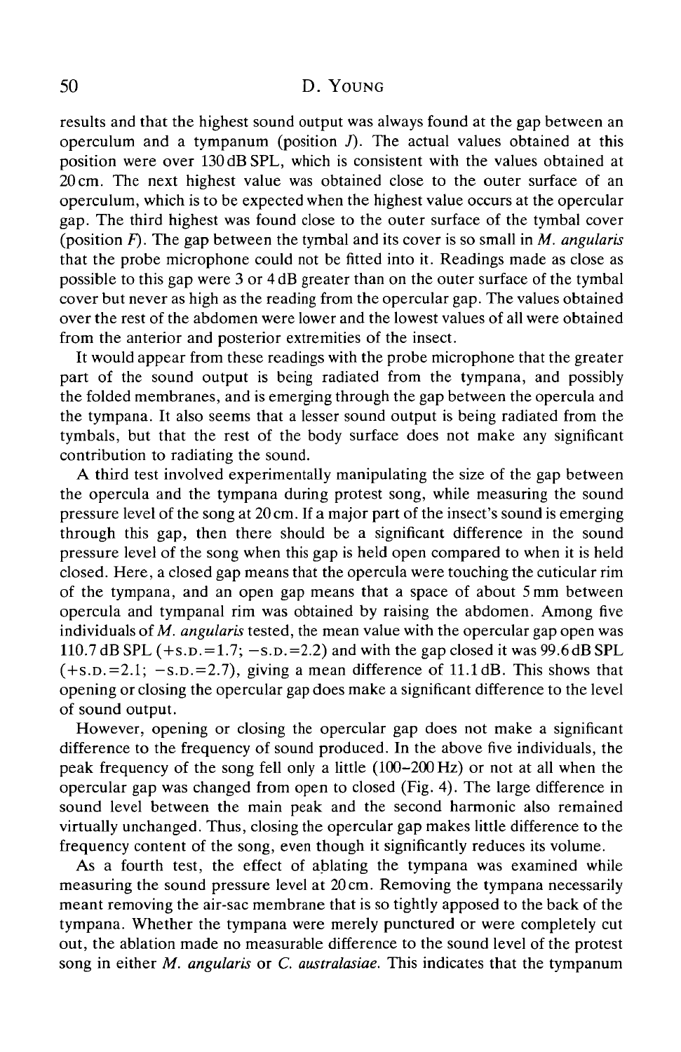results and that the highest sound output was always found at the gap between an operculum and a tympanum (position *J*). The actual values obtained at this position were over 130 dB SPL, which is consistent with the values obtained at 20 cm. The next highest value was obtained close to the outer surface of an operculum, which is to be expected when the highest value occurs at the opercular gap. The third highest was found close to the outer surface of the tymbal cover (position *F*). The gap between the tymbal and its cover is so small in *M. angularis* that the probe microphone could not be fitted into it. Readings made as close as possible to this gap were 3 or 4 dB greater than on the outer surface of the tymbal cover but never as high as the reading from the opercular gap. The values obtained over the rest of the abdomen were lower and the lowest values of all were obtained from the anterior and posterior extremities of the insect.

It would appear from these readings with the probe microphone that the greater part of the sound output is being radiated from the tympana, and possibly the folded membranes, and is emerging through the gap between the opercula and the tympana. It also seems that a lesser sound output is being radiated from the tymbals, but that the rest of the body surface does not make any significant contribution to radiating the sound.

A third test involved experimentally manipulating the size of the gap between the opercula and the tympana during protest song, while measuring the sound pressure level of the song at 20 cm. If a major part of the insect's sound is emerging through this gap, then there should be a significant difference in the sound pressure level of the song when this gap is held open compared to when it is held closed. Here, a closed gap means that the opercula were touching the cuticular rim of the tympana, and an open gap means that a space of about 5 mm between opercula and tympanal rim was obtained by raising the abdomen. Among five individuals of *M. angularis* tested, the mean value with the opercular gap open was 110.7 dB SPL (+S.D.=1.7; −S.D.=2.2) and with the gap closed it was 99.6 dB SPL (+S.D.=2.1; −S.D.=2.7), giving a mean difference of 11.1 dB. This shows that opening or closing the opercular gap does make a significant difference to the level of sound output.

However, opening or closing the opercular gap does not make a significant difference to the frequency of sound produced. In the above five individuals, the peak frequency of the song fell only a little (100–200 Hz) or not at all when the opercular gap was changed from open to closed (Fig. 4). The large difference in sound level between the main peak and the second harmonic also remained virtually unchanged. Thus, closing the opercular gap makes little difference to the frequency content of the song, even though it significantly reduces its volume.

As a fourth test, the effect of ablating the tympana was examined while measuring the sound pressure level at 20 cm. Removing the tympana necessarily meant removing the air-sac membrane that is so tightly apposed to the back of the tympana. Whether the tympana were merely punctured or were completely cut out, the ablation made no measurable difference to the sound level of the protest song in either *M. angularis* or *C. australasiae*. This indicates that the tympanum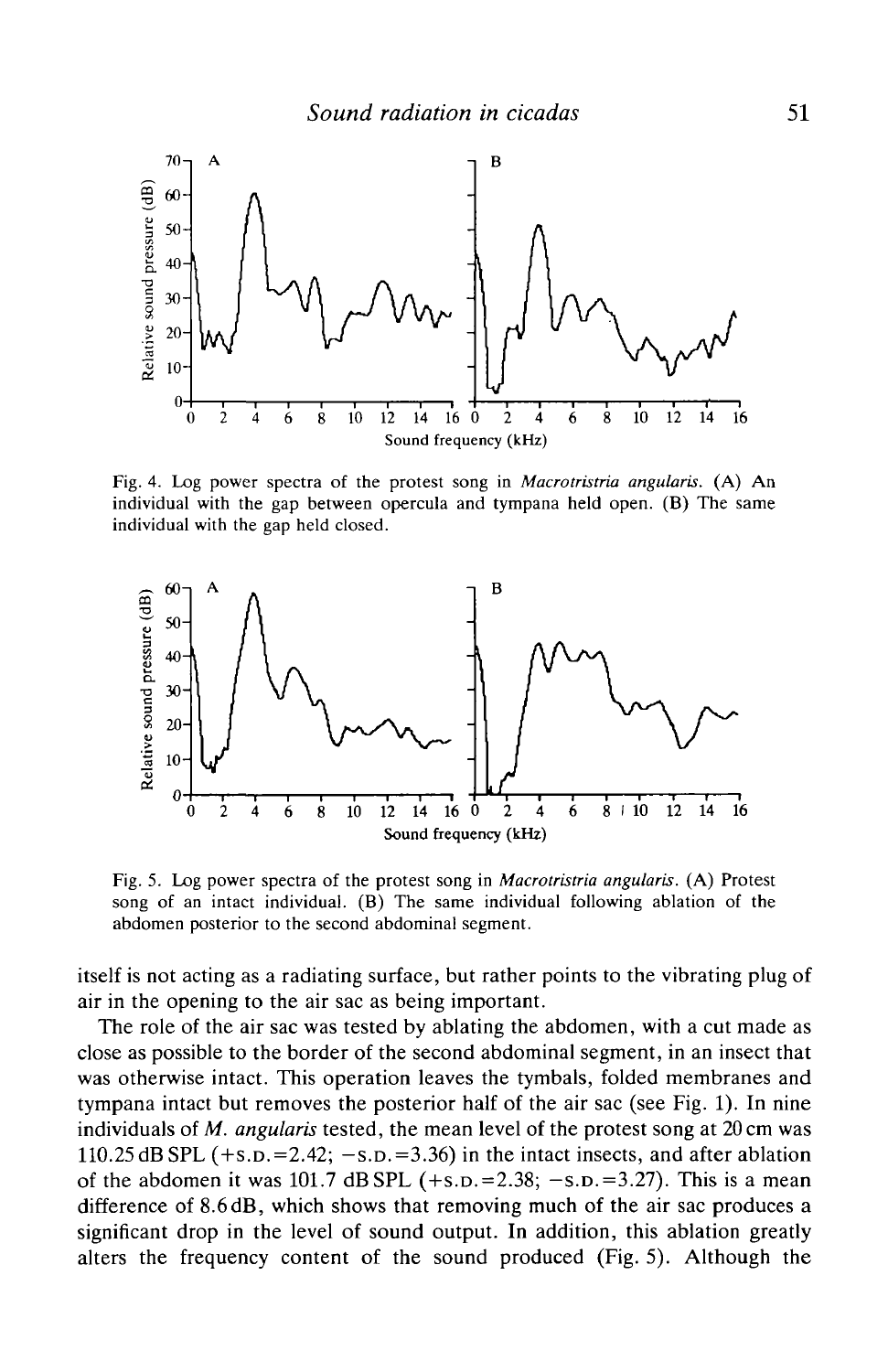Fig. 4. Log power spectra of the protest song in *Macrotristria angularis*. (A) An individual with the gap between opercula and tympana held open. (B) The same individual with the gap held closed.

Fig. 5. Log power spectra of the protest song in *Macrotristria angularis*. (A) Protest song of an intact individual. (B) The same individual following ablation of the abdomen posterior to the second abdominal segment.

itself is not acting as a radiating surface, but rather points to the vibrating plug of air in the opening to the air sac as being important.

The role of the air sac was tested by ablating the abdomen, with a cut made as close as possible to the border of the second abdominal segment, in an insect that was otherwise intact. This operation leaves the tymbals, folded membranes and tympana intact but removes the posterior half of the air sac (see Fig. 1). In nine individuals of *M. angularis* tested, the mean level of the protest song at 20 cm was 110.25 dB SPL (+S.D.=2.42; −S.D.=3.36) in the intact insects, and after ablation of the abdomen it was 101.7 dB SPL (+S.D.=2.38; −S.D.=3.27). This is a mean difference of 8.6 dB, which shows that removing much of the air sac produces a significant drop in the level of sound output. In addition, this ablation greatly alters the frequency content of the sound produced (Fig. 5). Although the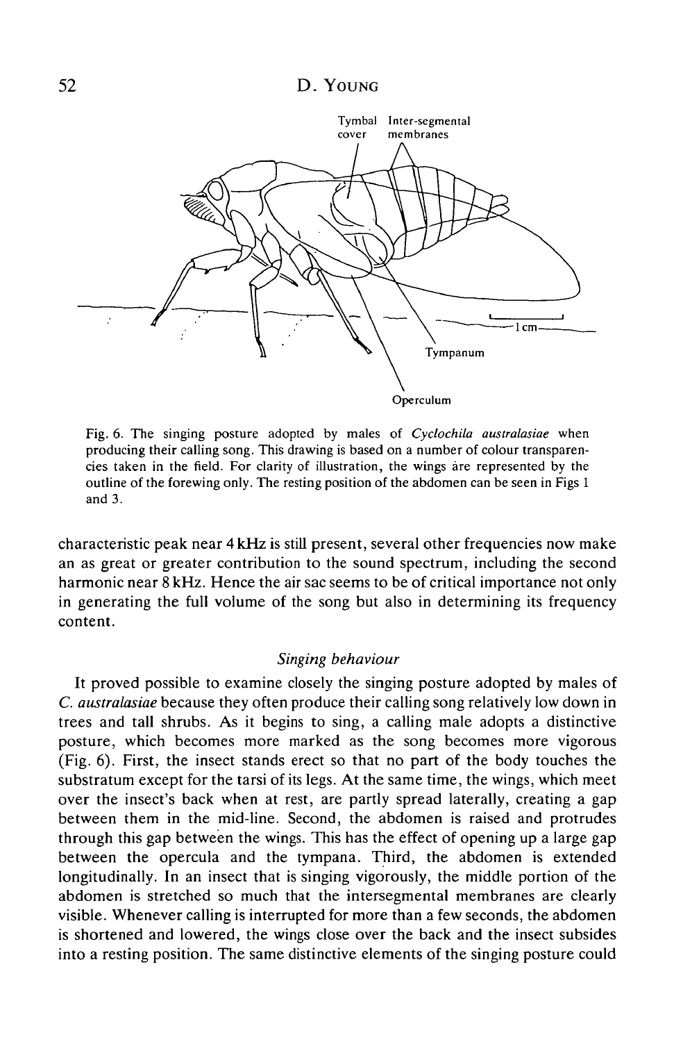Fig. 6. The singing posture adopted by males of *Cyclochila australasiae* when producing their calling song. This drawing is based on a number of colour transparencies taken in the field. For clarity of illustration, the wings are represented by the outline of the forewing only. The resting position of the abdomen can be seen in Figs 1 and 3.

characteristic peak near 4 kHz is still present, several other frequencies now make an as great or greater contribution to the sound spectrum, including the second harmonic near 8 kHz. Hence the air sac seems to be of critical importance not only in generating the full volume of the song but also in determining its frequency content.

### *Singing behaviour*

It proved possible to examine closely the singing posture adopted by males of *C. australasiae* because they often produce their calling song relatively low down in trees and tall shrubs. As it begins to sing, a calling male adopts a distinctive posture, which becomes more marked as the song becomes more vigorous (Fig. 6). First, the insect stands erect so that no part of the body touches the substratum except for the tarsi of its legs. At the same time, the wings, which meet over the insect's back when at rest, are partly spread laterally, creating a gap between them in the mid-line. Second, the abdomen is raised and protrudes through this gap between the wings. This has the effect of opening up a large gap between the opercula and the tympana. Third, the abdomen is extended longitudinally. In an insect that is singing vigorously, the middle portion of the abdomen is stretched so much that the intersegmental membranes are clearly visible. Whenever calling is interrupted for more than a few seconds, the abdomen is shortened and lowered, the wings close over the back and the insect subsides into a resting position. The same distinctive elements of the singing posture could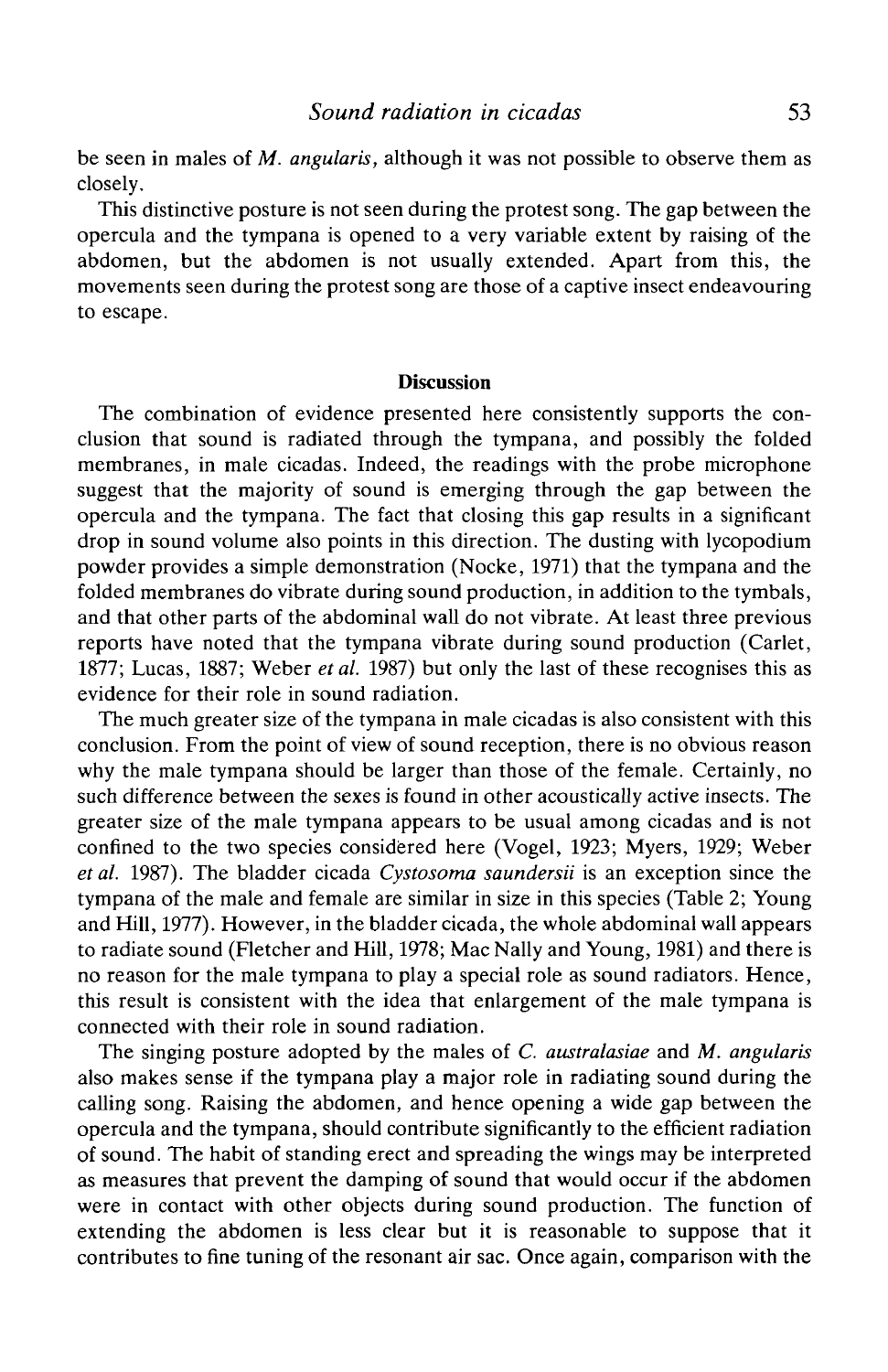be seen in males of *M. angularis*, although it was not possible to observe them as closely.

This distinctive posture is not seen during the protest song. The gap between the opercula and the tympana is opened to a very variable extent by raising of the abdomen, but the abdomen is not usually extended. Apart from this, the movements seen during the protest song are those of a captive insect endeavouring to escape.

## Discussion

The combination of evidence presented here consistently supports the conclusion that sound is radiated through the tympana, and possibly the folded membranes, in male cicadas. Indeed, the readings with the probe microphone suggest that the majority of sound is emerging through the gap between the opercula and the tympana. The fact that closing this gap results in a significant drop in sound volume also points in this direction. The dusting with lycopodium powder provides a simple demonstration (Nocke, 1971) that the tympana and the folded membranes do vibrate during sound production, in addition to the tymbals, and that other parts of the abdominal wall do not vibrate. At least three previous reports have noted that the tympana vibrate during sound production (Carlet, 1877; Lucas, 1887; Weber *et al.* 1987) but only the last of these recognises this as evidence for their role in sound radiation.

The much greater size of the tympana in male cicadas is also consistent with this conclusion. From the point of view of sound reception, there is no obvious reason why the male tympana should be larger than those of the female. Certainly, no such difference between the sexes is found in other acoustically active insects. The greater size of the male tympana appears to be usual among cicadas and is not confined to the two species considered here (Vogel, 1923; Myers, 1929; Weber *et al.* 1987). The bladder cicada *Cystosoma saundersii* is an exception since the tympana of the male and female are similar in size in this species (Table 2; Young and Hill, 1977). However, in the bladder cicada, the whole abdominal wall appears to radiate sound (Fletcher and Hill, 1978; Mac Nally and Young, 1981) and there is no reason for the male tympana to play a special role as sound radiators. Hence, this result is consistent with the idea that enlargement of the male tympana is connected with their role in sound radiation.

The singing posture adopted by the males of *C. australasiae* and *M. angularis* also makes sense if the tympana play a major role in radiating sound during the calling song. Raising the abdomen, and hence opening a wide gap between the opercula and the tympana, should contribute significantly to the efficient radiation of sound. The habit of standing erect and spreading the wings may be interpreted as measures that prevent the damping of sound that would occur if the abdomen were in contact with other objects during sound production. The function of extending the abdomen is less clear but it is reasonable to suppose that it contributes to fine tuning of the resonant air sac. Once again, comparison with the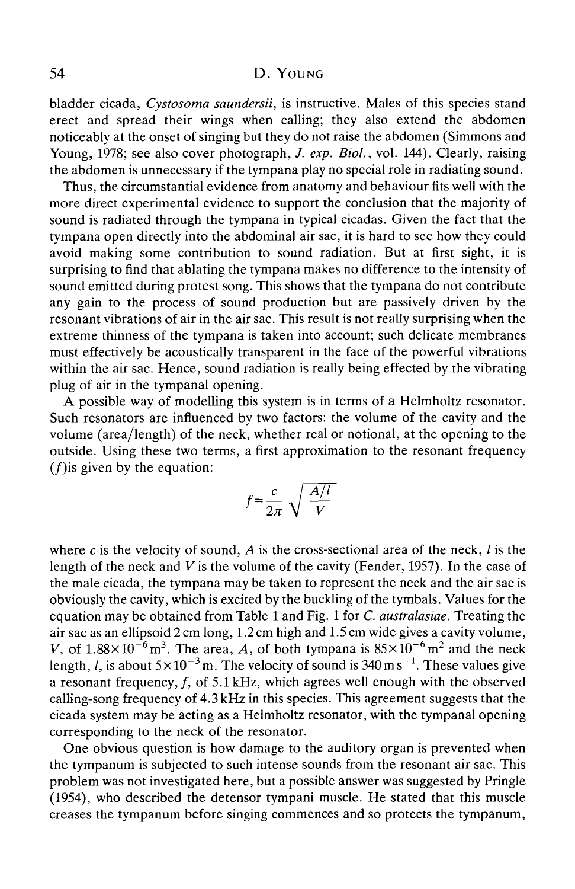bladder cicada, *Cystosoma saundersii*, is instructive. Males of this species stand erect and spread their wings when calling; they also extend the abdomen noticeably at the onset of singing but they do not raise the abdomen (Simmons and Young, 1978; see also cover photograph, *J. exp. Biol.*, vol. 144). Clearly, raising the abdomen is unnecessary if the tympana play no special role in radiating sound.

Thus, the circumstantial evidence from anatomy and behaviour fits well with the more direct experimental evidence to support the conclusion that the majority of sound is radiated through the tympana in typical cicadas. Given the fact that the tympana open directly into the abdominal air sac, it is hard to see how they could avoid making some contribution to sound radiation. But at first sight, it is surprising to find that ablating the tympana makes no difference to the intensity of sound emitted during protest song. This shows that the tympana do not contribute any gain to the process of sound production but are passively driven by the resonant vibrations of air in the air sac. This result is not really surprising when the extreme thinness of the tympana is taken into account; such delicate membranes must effectively be acoustically transparent in the face of the powerful vibrations within the air sac. Hence, sound radiation is really being effected by the vibrating plug of air in the tympanal opening.

A possible way of modelling this system is in terms of a Helmholtz resonator. Such resonators are influenced by two factors: the volume of the cavity and the volume (area/length) of the neck, whether real or notional, at the opening to the outside. Using these two terms, a first approximation to the resonant frequency ($f$) is given by the equation:

$$f = \frac{c}{2\pi}\sqrt{\frac{A/l}{V}}$$

where $c$ is the velocity of sound, $A$ is the cross-sectional area of the neck, $l$ is the length of the neck and $V$ is the volume of the cavity (Fender, 1957). In the case of the male cicada, the tympana may be taken to represent the neck and the air sac is obviously the cavity, which is excited by the buckling of the tymbals. Values for the equation may be obtained from Table 1 and Fig. 1 for *C. australasiae*. Treating the air sac as an ellipsoid 2 cm long, 1.2 cm high and 1.5 cm wide gives a cavity volume, $V$, of $1.88\times10^{-6}\,\mathrm{m}^3$. The area, $A$, of both tympana is $85\times10^{-6}\,\mathrm{m}^2$ and the neck length, $l$, is about $5\times10^{-3}\,\mathrm{m}$. The velocity of sound is $340\,\mathrm{m\,s}^{-1}$. These values give a resonant frequency, $f$, of 5.1 kHz, which agrees well enough with the observed calling-song frequency of 4.3 kHz in this species. This agreement suggests that the cicada system may be acting as a Helmholtz resonator, with the tympanal opening corresponding to the neck of the resonator.

One obvious question is how damage to the auditory organ is prevented when the tympanum is subjected to such intense sounds from the resonant air sac. This problem was not investigated here, but a possible answer was suggested by Pringle (1954), who described the detensor tympani muscle. He stated that this muscle creases the tympanum before singing commences and so protects the tympanum,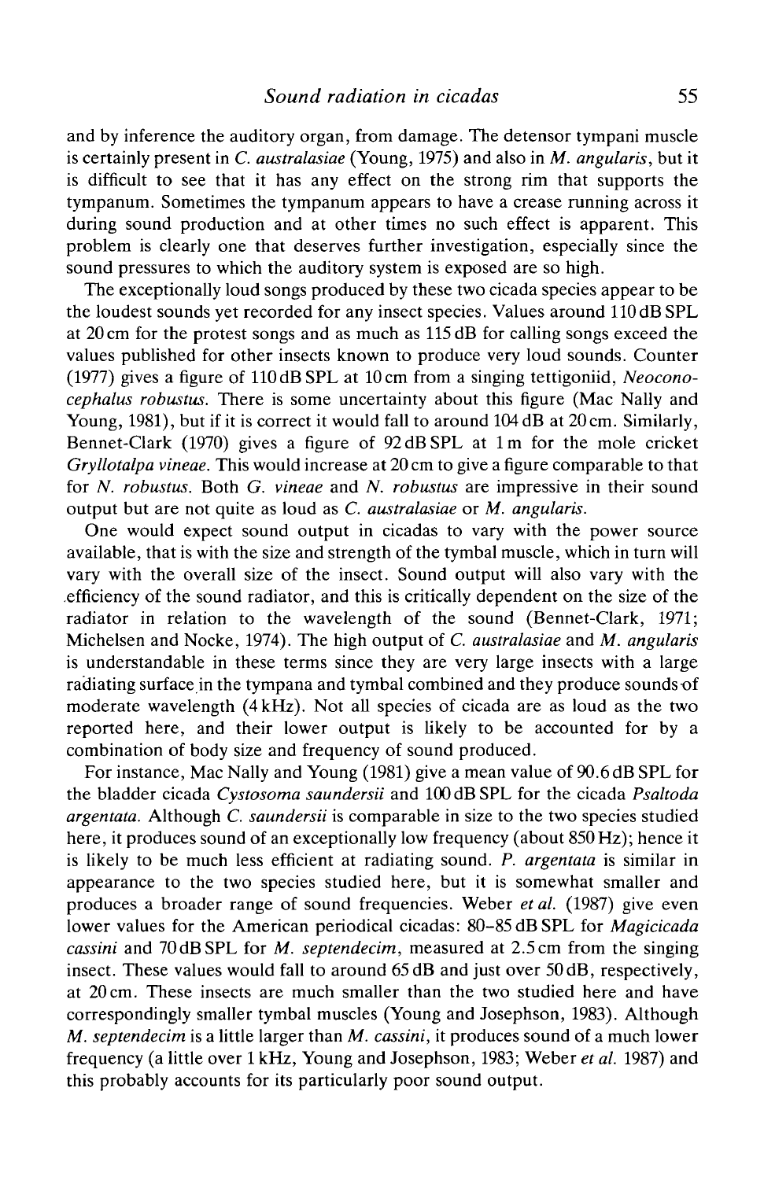and by inference the auditory organ, from damage. The detensor tympani muscle is certainly present in *C. australasiae* (Young, 1975) and also in *M. angularis*, but it is difficult to see that it has any effect on the strong rim that supports the tympanum. Sometimes the tympanum appears to have a crease running across it during sound production and at other times no such effect is apparent. This problem is clearly one that deserves further investigation, especially since the sound pressures to which the auditory system is exposed are so high.

The exceptionally loud songs produced by these two cicada species appear to be the loudest sounds yet recorded for any insect species. Values around 110 dB SPL at 20 cm for the protest songs and as much as 115 dB for calling songs exceed the values published for other insects known to produce very loud sounds. Counter (1977) gives a figure of 110 dB SPL at 10 cm from a singing tettigoniid, *Neoconocephalus robustus*. There is some uncertainty about this figure (Mac Nally and Young, 1981), but if it is correct it would fall to around 104 dB at 20 cm. Similarly, Bennet-Clark (1970) gives a figure of 92 dB SPL at 1 m for the mole cricket *Gryllotalpa vineae*. This would increase at 20 cm to give a figure comparable to that for *N. robustus*. Both *G. vineae* and *N. robustus* are impressive in their sound output but are not quite as loud as *C. australasiae* or *M. angularis*.

One would expect sound output in cicadas to vary with the power source available, that is with the size and strength of the tymbal muscle, which in turn will vary with the overall size of the insect. Sound output will also vary with the efficiency of the sound radiator, and this is critically dependent on the size of the radiator in relation to the wavelength of the sound (Bennet-Clark, 1971; Michelsen and Nocke, 1974). The high output of *C. australasiae* and *M. angularis* is understandable in these terms since they are very large insects with a large radiating surface in the tympana and tymbal combined and they produce sounds of moderate wavelength (4 kHz). Not all species of cicada are as loud as the two reported here, and their lower output is likely to be accounted for by a combination of body size and frequency of sound produced.

For instance, Mac Nally and Young (1981) give a mean value of 90.6 dB SPL for the bladder cicada *Cystosoma saundersii* and 100 dB SPL for the cicada *Psaltoda argentata*. Although *C. saundersii* is comparable in size to the two species studied here, it produces sound of an exceptionally low frequency (about 850 Hz); hence it is likely to be much less efficient at radiating sound. *P. argentata* is similar in appearance to the two species studied here, but it is somewhat smaller and produces a broader range of sound frequencies. Weber *et al.* (1987) give even lower values for the American periodical cicadas: 80–85 dB SPL for *Magicicada cassini* and 70 dB SPL for *M. septendecim*, measured at 2.5 cm from the singing insect. These values would fall to around 65 dB and just over 50 dB, respectively, at 20 cm. These insects are much smaller than the two studied here and have correspondingly smaller tymbal muscles (Young and Josephson, 1983). Although *M. septendecim* is a little larger than *M. cassini*, it produces sound of a much lower frequency (a little over 1 kHz, Young and Josephson, 1983; Weber *et al.* 1987) and this probably accounts for its particularly poor sound output.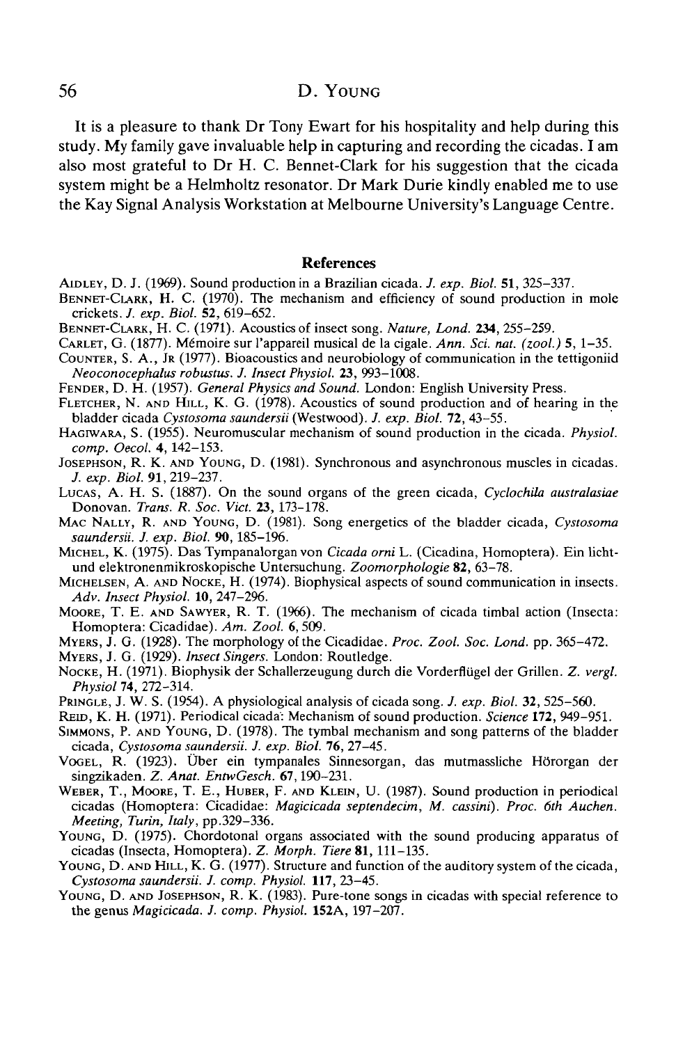It is a pleasure to thank Dr Tony Ewart for his hospitality and help during this study. My family gave invaluable help in capturing and recording the cicadas. I am also most grateful to Dr H. C. Bennet-Clark for his suggestion that the cicada system might be a Helmholtz resonator. Dr Mark Durie kindly enabled me to use the Kay Signal Analysis Workstation at Melbourne University's Language Centre.

## References

Aidley, D. J. (1969). Sound production in a Brazilian cicada. *J. exp. Biol.* **51**, 325–337.

Bennet-Clark, H. C. (1970). The mechanism and efficiency of sound production in mole crickets. *J. exp. Biol.* **52**, 619–652.

Bennet-Clark, H. C. (1971). Acoustics of insect song. *Nature, Lond.* **234**, 255–259.

Carlet, G. (1877). Mémoire sur l'appareil musical de la cigale. *Ann. Sci. nat. (zool.)* **5**, 1–35.

Counter, S. A., Jr (1977). Bioacoustics and neurobiology of communication in the tettigoniid *Neoconocephalus robustus*. *J. Insect Physiol.* **23**, 993–1008.

Fender, D. H. (1957). *General Physics and Sound.* London: English University Press.

Fletcher, N. and Hill, K. G. (1978). Acoustics of sound production and of hearing in the bladder cicada *Cystosoma saundersii* (Westwood). *J. exp. Biol.* **72**, 43–55.

Hagiwara, S. (1955). Neuromuscular mechanism of sound production in the cicada. *Physiol. comp. Oecol.* **4**, 142–153.

Josephson, R. K. and Young, D. (1981). Synchronous and asynchronous muscles in cicadas. *J. exp. Biol.* **91**, 219–237.

Lucas, A. H. S. (1887). On the sound organs of the green cicada, *Cyclochila australasiae* Donovan. *Trans. R. Soc. Vict.* **23**, 173–178.

Mac Nally, R. and Young, D. (1981). Song energetics of the bladder cicada, *Cystosoma saundersii*. *J. exp. Biol.* **90**, 185–196.

Michel, K. (1975). Das Tympanalorgan von *Cicada orni* L. (Cicadina, Homoptera). Ein licht- und elektronenmikroskopische Untersuchung. *Zoomorphologie* **82**, 63–78.

Michelsen, A. and Nocke, H. (1974). Biophysical aspects of sound communication in insects. *Adv. Insect Physiol.* **10**, 247–296.

Moore, T. E. and Sawyer, R. T. (1966). The mechanism of cicada timbal action (Insecta: Homoptera: Cicadidae). *Am. Zool.* **6**, 509.

Myers, J. G. (1928). The morphology of the Cicadidae. *Proc. Zool. Soc. Lond.* pp. 365–472.

Myers, J. G. (1929). *Insect Singers.* London: Routledge.

Nocke, H. (1971). Biophysik der Schallerzeugung durch die Vorderflügel der Grillen. *Z. vergl. Physiol* **74**, 272–314.

Pringle, J. W. S. (1954). A physiological analysis of cicada song. *J. exp. Biol.* **32**, 525–560.

Reid, K. H. (1971). Periodical cicada: Mechanism of sound production. *Science* **172**, 949–951.

Simmons, P. and Young, D. (1978). The tymbal mechanism and song patterns of the bladder cicada, *Cystosoma saundersii*. *J. exp. Biol.* **76**, 27–45.

Vogel, R. (1923). Über ein tympanales Sinnesorgan, das mutmassliche Hörorgan der singzikaden. *Z. Anat. EntwGesch.* **67**, 190–231.

Weber, T., Moore, T. E., Huber, F. and Klein, U. (1987). Sound production in periodical cicadas (Homoptera: Cicadidae: *Magicicada septendecim*, *M. cassini*). *Proc. 6th Auchen. Meeting, Turin, Italy*, pp.329–336.

Young, D. (1975). Chordotonal organs associated with the sound producing apparatus of cicadas (Insecta, Homoptera). *Z. Morph. Tiere* **81**, 111–135.

Young, D. and Hill, K. G. (1977). Structure and function of the auditory system of the cicada, *Cystosoma saundersii*. *J. comp. Physiol.* **117**, 23–45.

Young, D. and Josephson, R. K. (1983). Pure-tone songs in cicadas with special reference to the genus *Magicicada*. *J. comp. Physiol.* **152A**, 197–207.